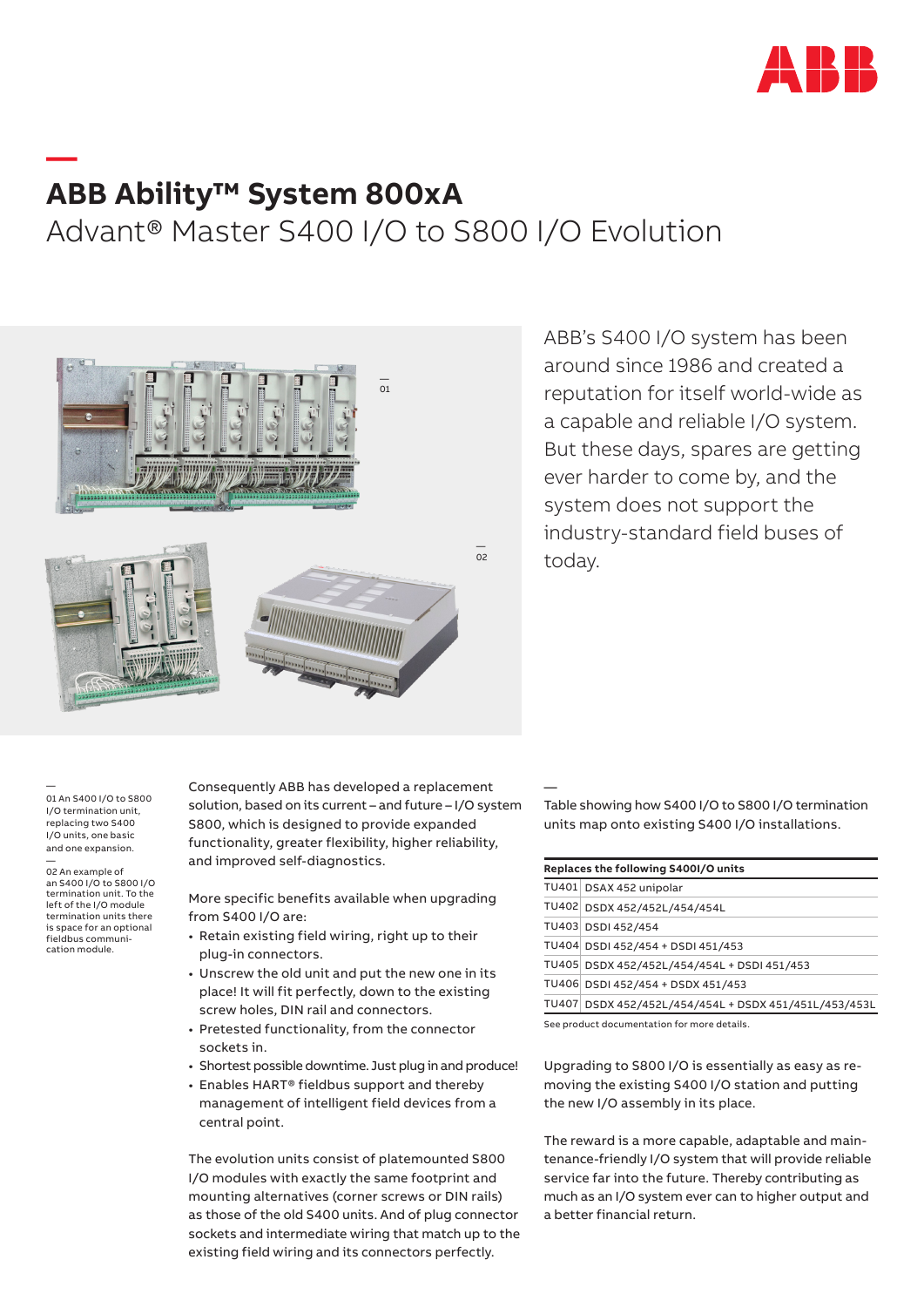# ABB Ability™ System 800xA

## Advant® Master S400 I/O to S800 I/O Evolution

ABB's S400 I/O system has been around since 1986 and created a reputation for itself world-wide as a capable and reliable I/O system. But these days, spares are getting ever harder to come by, and the system does not support the industry-standard field buses of today.

01 An S400 I/O to S800 I/O termination unit, replacing two S400 I/O units, one basic and one expansion.

02 An example of an S400 I/O to S800 I/O termination unit. To the left of the I/O module termination units there is space for an optional fieldbus communication module.

Consequently ABB has developed a replacement solution, based on its current – and future – I/O system S800, which is designed to provide expanded functionality, greater flexibility, higher reliability, and improved self-diagnostics.

More specific benefits available when upgrading from S400 I/O are:

- Retain existing field wiring, right up to their plug-in connectors.
- Unscrew the old unit and put the new one in its place! It will fit perfectly, down to the existing screw holes, DIN rail and connectors.
- Pretested functionality, from the connector sockets in.
- Shortest possible downtime. Just plug in and produce!
- Enables HART® fieldbus support and thereby management of intelligent field devices from a central point.

The evolution units consist of platemounted S800 I/O modules with exactly the same footprint and mounting alternatives (corner screws or DIN rails) as those of the old S400 units. And of plug connector sockets and intermediate wiring that match up to the existing field wiring and its connectors perfectly.

Table showing how S400 I/O to S800 I/O termination units map onto existing S400 I/O installations.

| Replaces the following S400I/O units | |
|---|---|
| TU401 | DSAX 452 unipolar |
| TU402 | DSDX 452/452L/454/454L |
| TU403 | DSDI 452/454 |
| TU404 | DSDI 452/454 + DSDI 451/453 |
| TU405 | DSDX 452/452L/454/454L + DSDI 451/453 |
| TU406 | DSDI 452/454 + DSDX 451/453 |
| TU407 | DSDX 452/452L/454/454L + DSDX 451/451L/453/453L |

See product documentation for more details.

Upgrading to S800 I/O is essentially as easy as removing the existing S400 I/O station and putting the new I/O assembly in its place.

The reward is a more capable, adaptable and maintenance-friendly I/O system that will provide reliable service far into the future. Thereby contributing as much as an I/O system ever can to higher output and a better financial return.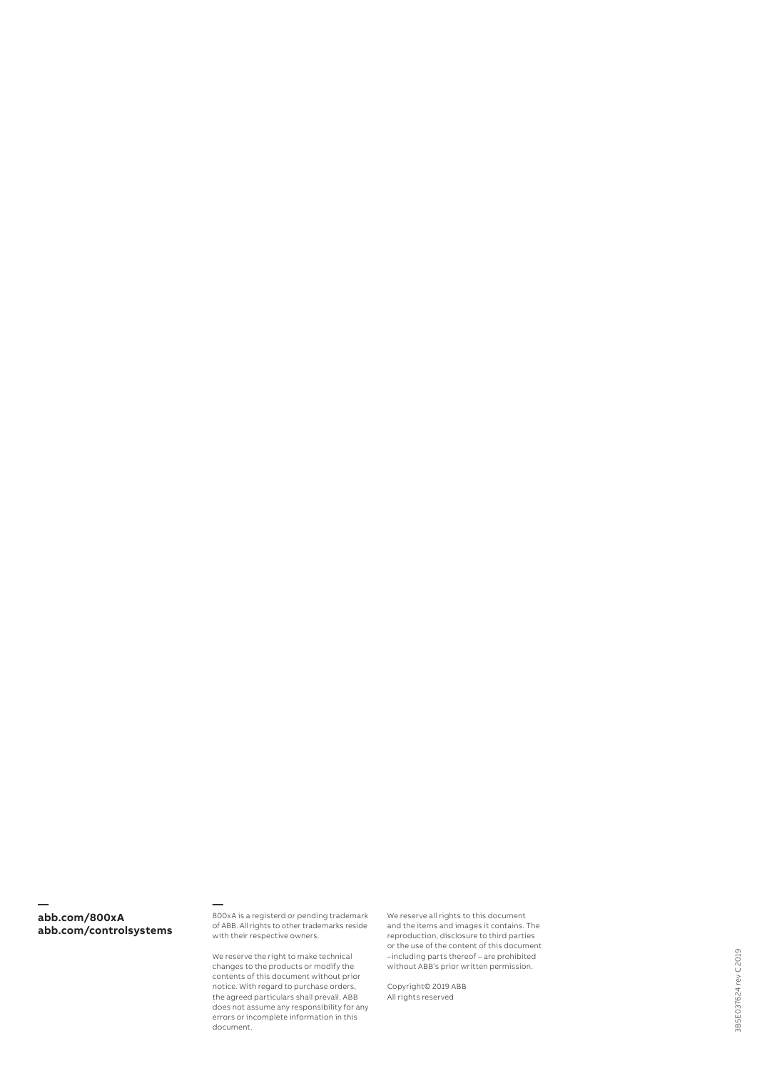—
**abb.com/800xA**
**abb.com/controlsystems**

—
800xA is a registerd or pending trademark of ABB. All rights to other trademarks reside with their respective owners.

We reserve the right to make technical changes to the products or modify the contents of this document without prior notice. With regard to purchase orders, the agreed particulars shall prevail. ABB does not assume any responsibility for any errors or incomplete information in this document.

We reserve all rights to this document and the items and images it contains. The reproduction, disclosure to third parties or the use of the content of this document –including parts thereof – are prohibited without ABB's prior written permission.

Copyright© 2019 ABB
All rights reserved

3BSE037624 rev C 2019